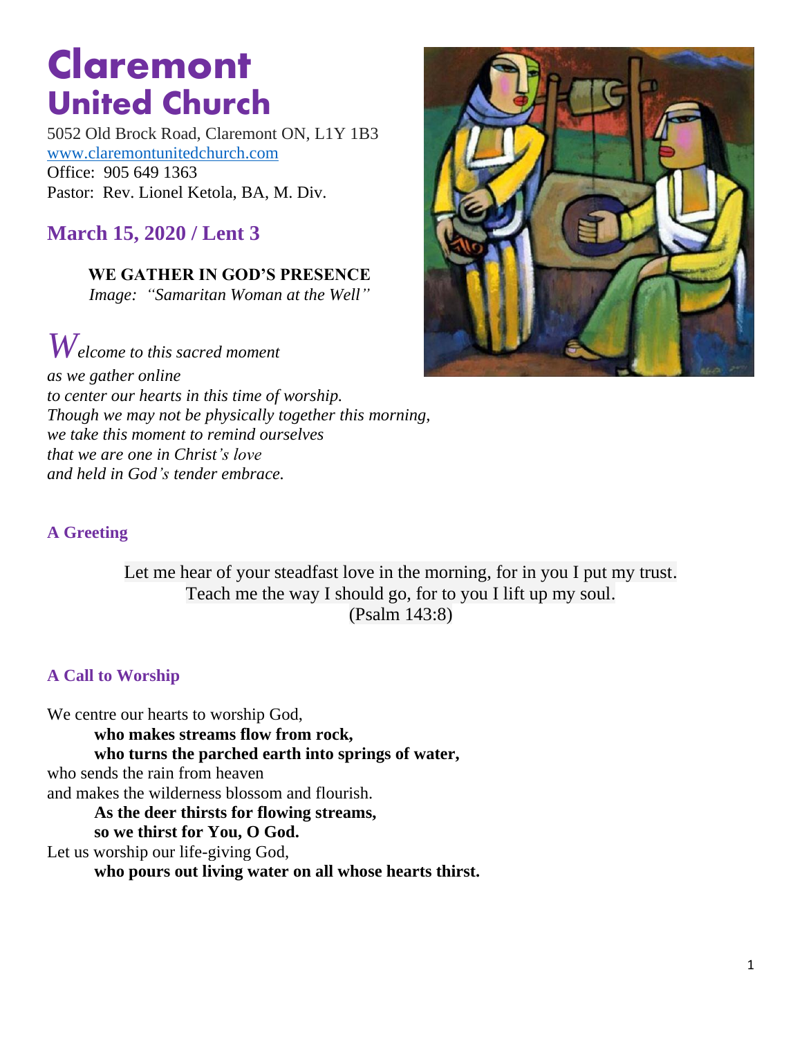# Claremont United Church

5052 Old Brock Road, Claremont ON, L1Y 1B3
www.claremontunitedchurch.com
Office: 905 649 1363
Pastor: Rev. Lionel Ketola, BA, M. Div.

## March 15, 2020 / Lent 3

**WE GATHER IN GOD'S PRESENCE**
*Image: "Samaritan Woman at the Well"*

*Welcome to this sacred moment*
*as we gather online*
*to center our hearts in this time of worship.*
*Though we may not be physically together this morning,*
*we take this moment to remind ourselves*
*that we are one in Christ's love*
*and held in God's tender embrace.*

### A Greeting

Let me hear of your steadfast love in the morning, for in you I put my trust.
Teach me the way I should go, for to you I lift up my soul.
(Psalm 143:8)

### A Call to Worship

We centre our hearts to worship God,
**who makes streams flow from rock,**
**who turns the parched earth into springs of water,**
who sends the rain from heaven
and makes the wilderness blossom and flourish.
**As the deer thirsts for flowing streams,**
**so we thirst for You, O God.**
Let us worship our life-giving God,
**who pours out living water on all whose hearts thirst.**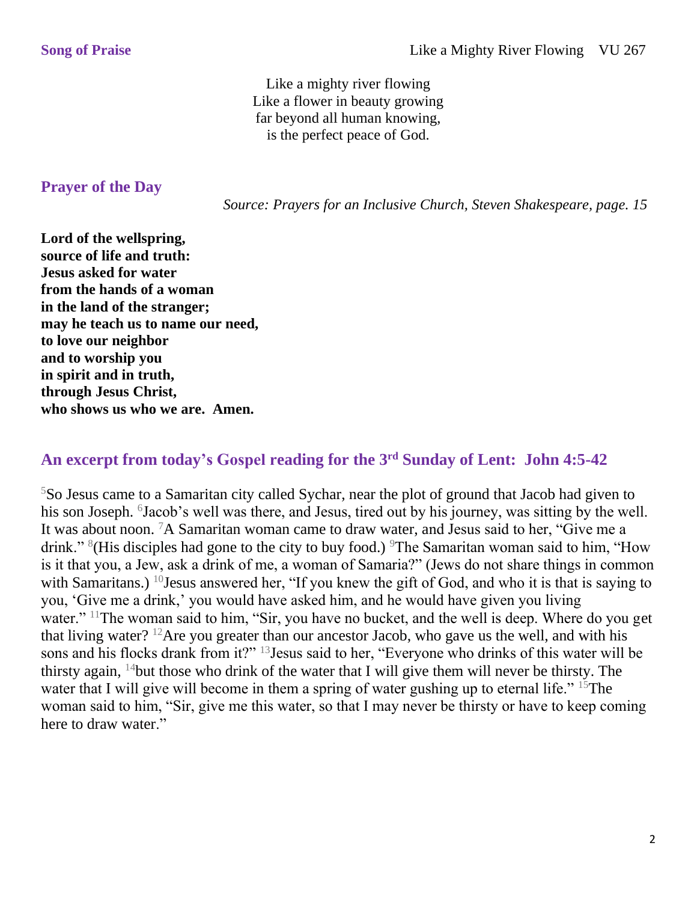## Song of Praise

Like a Mighty River Flowing VU 267

Like a mighty river flowing
Like a flower in beauty growing
far beyond all human knowing,
is the perfect peace of God.

## Prayer of the Day

*Source: Prayers for an Inclusive Church, Steven Shakespeare, page. 15*

**Lord of the wellspring,
source of life and truth:
Jesus asked for water
from the hands of a woman
in the land of the stranger;
may he teach us to name our need,
to love our neighbor
and to worship you
in spirit and in truth,
through Jesus Christ,
who shows us who we are. Amen.**

## An excerpt from today's Gospel reading for the 3rd Sunday of Lent: John 4:5-42

[5]So Jesus came to a Samaritan city called Sychar, near the plot of ground that Jacob had given to his son Joseph. [6]Jacob's well was there, and Jesus, tired out by his journey, was sitting by the well. It was about noon. [7]A Samaritan woman came to draw water, and Jesus said to her, "Give me a drink." [8](His disciples had gone to the city to buy food.) [9]The Samaritan woman said to him, "How is it that you, a Jew, ask a drink of me, a woman of Samaria?" (Jews do not share things in common with Samaritans.) [10]Jesus answered her, "If you knew the gift of God, and who it is that is saying to you, 'Give me a drink,' you would have asked him, and he would have given you living water." [11]The woman said to him, "Sir, you have no bucket, and the well is deep. Where do you get that living water? [12]Are you greater than our ancestor Jacob, who gave us the well, and with his sons and his flocks drank from it?" [13]Jesus said to her, "Everyone who drinks of this water will be thirsty again, [14]but those who drink of the water that I will give them will never be thirsty. The water that I will give will become in them a spring of water gushing up to eternal life." [15]The woman said to him, "Sir, give me this water, so that I may never be thirsty or have to keep coming here to draw water."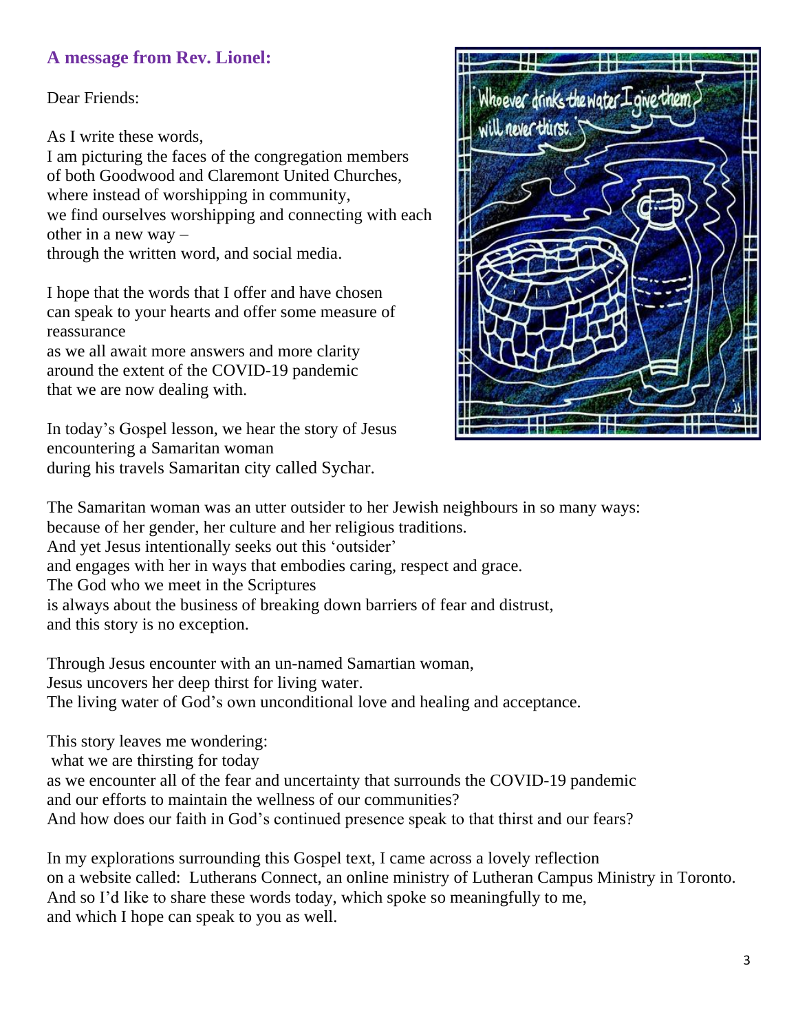### A message from Rev. Lionel:

Dear Friends:

As I write these words,
I am picturing the faces of the congregation members
of both Goodwood and Claremont United Churches,
where instead of worshipping in community,
we find ourselves worshipping and connecting with each other in a new way –
through the written word, and social media.

I hope that the words that I offer and have chosen
can speak to your hearts and offer some measure of reassurance
as we all await more answers and more clarity
around the extent of the COVID-19 pandemic
that we are now dealing with.

In today's Gospel lesson, we hear the story of Jesus
encountering a Samaritan woman
during his travels Samaritan city called Sychar.

The Samaritan woman was an utter outsider to her Jewish neighbours in so many ways:
because of her gender, her culture and her religious traditions.
And yet Jesus intentionally seeks out this 'outsider'
and engages with her in ways that embodies caring, respect and grace.
The God who we meet in the Scriptures
is always about the business of breaking down barriers of fear and distrust,
and this story is no exception.

Through Jesus encounter with an un-named Samartian woman,
Jesus uncovers her deep thirst for living water.
The living water of God's own unconditional love and healing and acceptance.

This story leaves me wondering:
what we are thirsting for today
as we encounter all of the fear and uncertainty that surrounds the COVID-19 pandemic
and our efforts to maintain the wellness of our communities?
And how does our faith in God's continued presence speak to that thirst and our fears?

In my explorations surrounding this Gospel text, I came across a lovely reflection
on a website called: Lutherans Connect, an online ministry of Lutheran Campus Ministry in Toronto.
And so I'd like to share these words today, which spoke so meaningfully to me,
and which I hope can speak to you as well.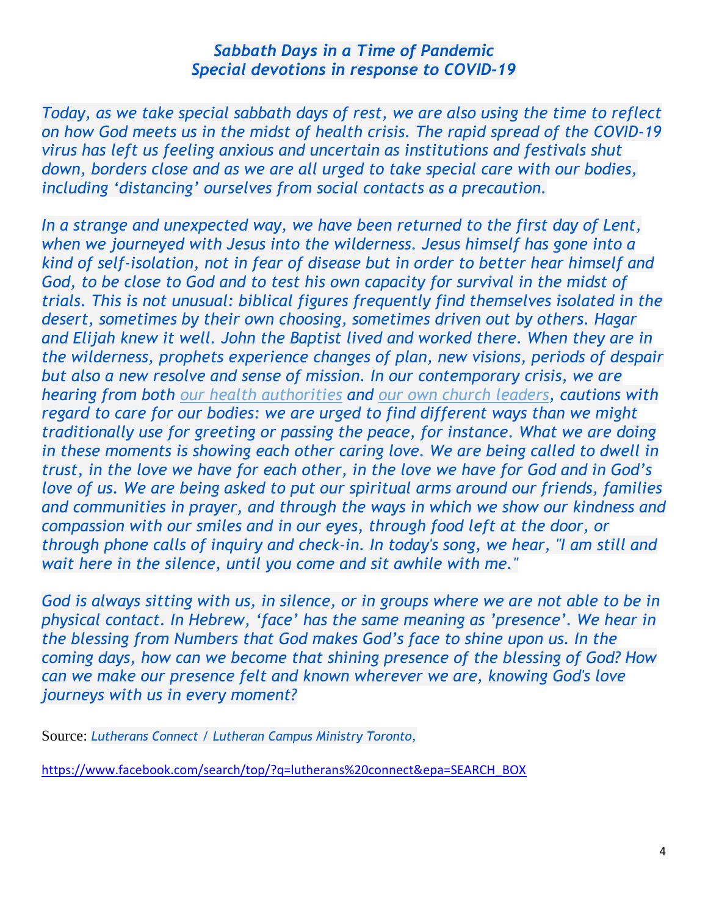### *Sabbath Days in a Time of Pandemic*
### *Special devotions in response to COVID-19*

*Today, as we take special sabbath days of rest, we are also using the time to reflect on how God meets us in the midst of health crisis. The rapid spread of the COVID-19 virus has left us feeling anxious and uncertain as institutions and festivals shut down, borders close and as we are all urged to take special care with our bodies, including 'distancing' ourselves from social contacts as a precaution.*

*In a strange and unexpected way, we have been returned to the first day of Lent, when we journeyed with Jesus into the wilderness. Jesus himself has gone into a kind of self-isolation, not in fear of disease but in order to better hear himself and God, to be close to God and to test his own capacity for survival in the midst of trials. This is not unusual: biblical figures frequently find themselves isolated in the desert, sometimes by their own choosing, sometimes driven out by others. Hagar and Elijah knew it well. John the Baptist lived and worked there. When they are in the wilderness, prophets experience changes of plan, new visions, periods of despair but also a new resolve and sense of mission. In our contemporary crisis, we are hearing from both our health authorities and our own church leaders, cautions with regard to care for our bodies: we are urged to find different ways than we might traditionally use for greeting or passing the peace, for instance. What we are doing in these moments is showing each other caring love. We are being called to dwell in trust, in the love we have for each other, in the love we have for God and in God's love of us. We are being asked to put our spiritual arms around our friends, families and communities in prayer, and through the ways in which we show our kindness and compassion with our smiles and in our eyes, through food left at the door, or through phone calls of inquiry and check-in. In today's song, we hear, "I am still and wait here in the silence, until you come and sit awhile with me."*

*God is always sitting with us, in silence, or in groups where we are not able to be in physical contact. In Hebrew, 'face' has the same meaning as 'presence'. We hear in the blessing from Numbers that God makes God's face to shine upon us. In the coming days, how can we become that shining presence of the blessing of God? How can we make our presence felt and known wherever we are, knowing God's love journeys with us in every moment?*

Source: *Lutherans Connect / Lutheran Campus Ministry Toronto,*

https://www.facebook.com/search/top/?q=lutherans%20connect&epa=SEARCH_BOX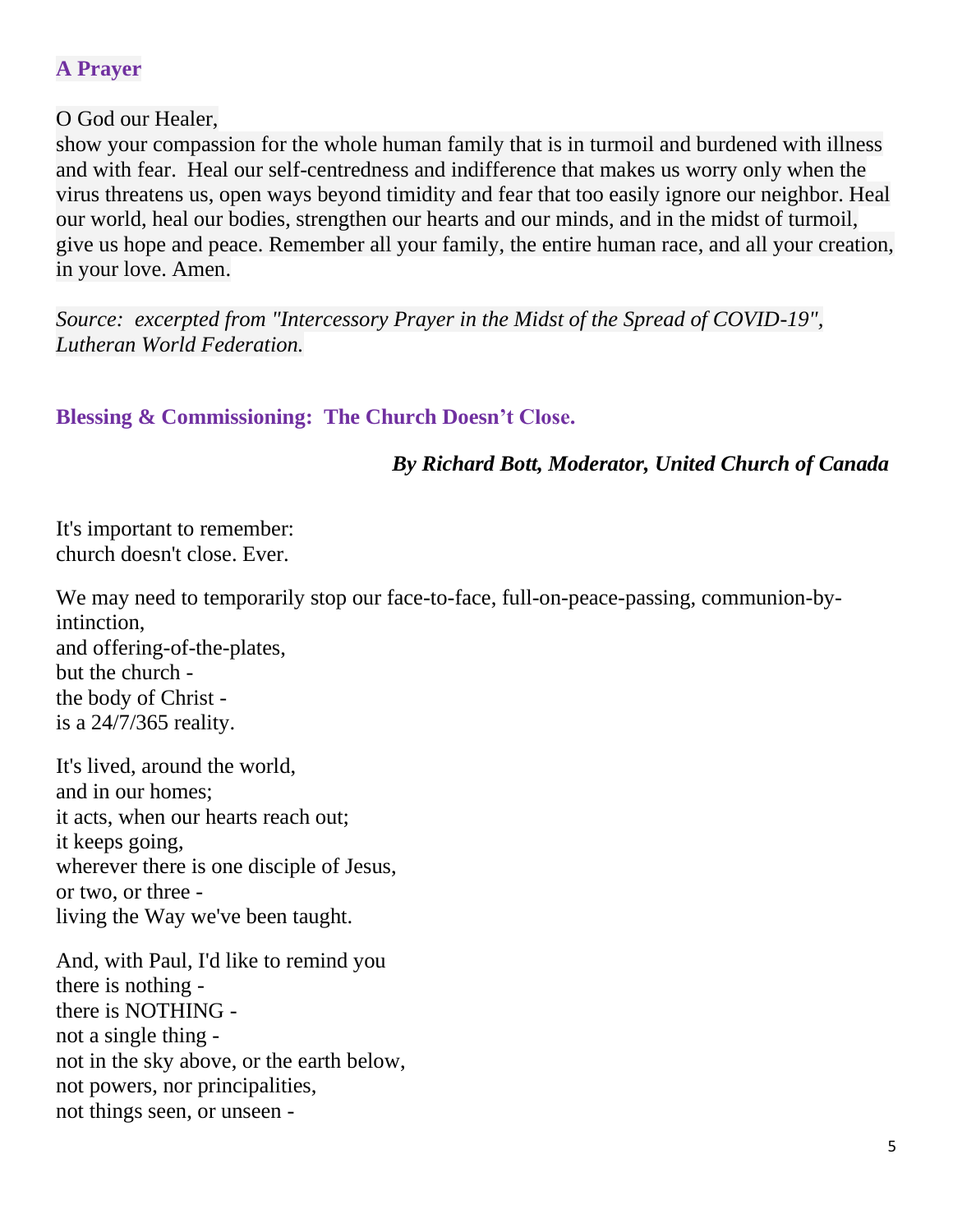## A Prayer

O God our Healer,
show your compassion for the whole human family that is in turmoil and burdened with illness and with fear. Heal our self-centredness and indifference that makes us worry only when the virus threatens us, open ways beyond timidity and fear that too easily ignore our neighbor. Heal our world, heal our bodies, strengthen our hearts and our minds, and in the midst of turmoil, give us hope and peace. Remember all your family, the entire human race, and all your creation, in your love. Amen.

*Source: excerpted from "Intercessory Prayer in the Midst of the Spread of COVID-19", Lutheran World Federation.*

## Blessing & Commissioning: The Church Doesn't Close.

***By Richard Bott, Moderator, United Church of Canada***

It's important to remember:
church doesn't close. Ever.

We may need to temporarily stop our face-to-face, full-on-peace-passing, communion-by-intinction,
and offering-of-the-plates,
but the church -
the body of Christ -
is a 24/7/365 reality.

It's lived, around the world,
and in our homes;
it acts, when our hearts reach out;
it keeps going,
wherever there is one disciple of Jesus,
or two, or three -
living the Way we've been taught.

And, with Paul, I'd like to remind you
there is nothing -
there is NOTHING -
not a single thing -
not in the sky above, or the earth below,
not powers, nor principalities,
not things seen, or unseen -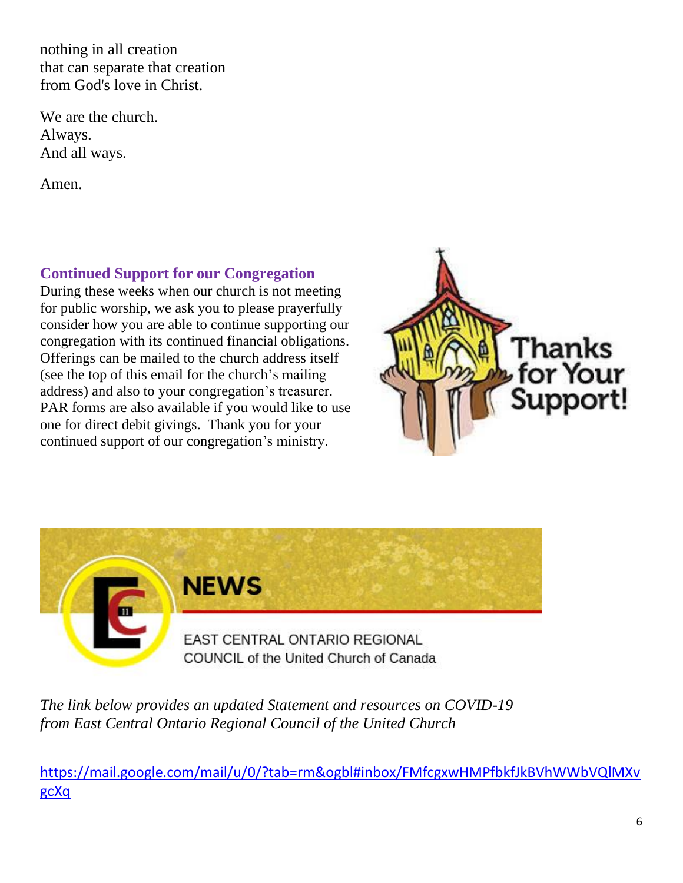nothing in all creation
that can separate that creation
from God's love in Christ.

We are the church.
Always.
And all ways.

Amen.

### Continued Support for our Congregation

During these weeks when our church is not meeting for public worship, we ask you to please prayerfully consider how you are able to continue supporting our congregation with its continued financial obligations. Offerings can be mailed to the church address itself (see the top of this email for the church's mailing address) and also to your congregation's treasurer. PAR forms are also available if you would like to use one for direct debit givings. Thank you for your continued support of our congregation's ministry.

Thanks for Your Support!

NEWS

EAST CENTRAL ONTARIO REGIONAL COUNCIL of the United Church of Canada

*The link below provides an updated Statement and resources on COVID-19 from East Central Ontario Regional Council of the United Church*

https://mail.google.com/mail/u/0/?tab=rm&ogbl#inbox/FMfcgxwHMPfbkfJkBVhWWbVQlMXvgcXq